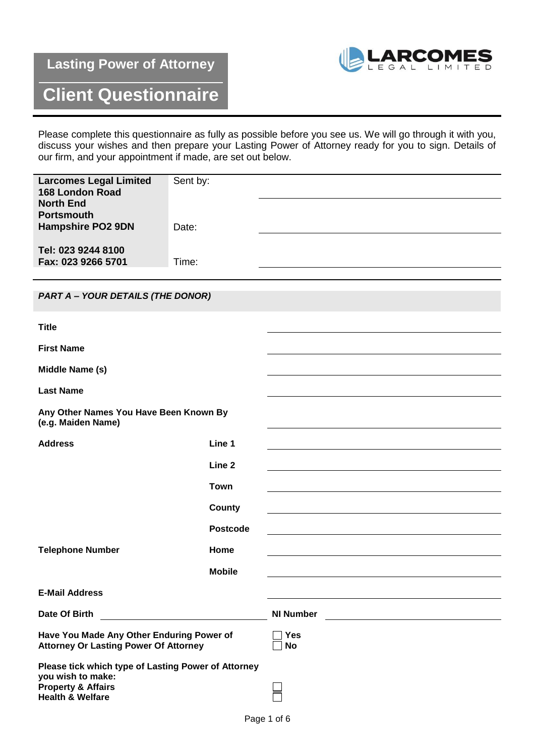# Lasting Power of Attorney

# Client Questionnaire

LARCOMES LEGAL LIMITED

Please complete this questionnaire as fully as possible before you see us. We will go through it with you, discuss your wishes and then prepare your Lasting Power of Attorney ready for you to sign. Details of our firm, and your appointment if made, are set out below.

| **Larcomes Legal Limited**<br>**168 London Road**<br>**North End**<br>**Portsmouth**<br>**Hampshire PO2 9DN** | Sent by: | |
|---|---|---|
| | Date: | |
| **Tel: 023 9244 8100**<br>**Fax: 023 9266 5701** | Time: | |

## *PART A – YOUR DETAILS (THE DONOR)*

| | | |
|---|---|---|
| **Title** | | |
| **First Name** | | |
| **Middle Name (s)** | | |
| **Last Name** | | |
| **Any Other Names You Have Been Known By (e.g. Maiden Name)** | | |
| **Address** | **Line 1** | |
| | **Line 2** | |
| | **Town** | |
| | **County** | |
| | **Postcode** | |
| **Telephone Number** | **Home** | |
| | **Mobile** | |
| **E-Mail Address** | | |
| **Date Of Birth** | | **NI Number** |

**Have You Made Any Other Enduring Power of Attorney Or Lasting Power Of Attorney**
☐ **Yes**
☐ **No**

**Please tick which type of Lasting Power of Attorney you wish to make:**
**Property & Affairs** ☐
**Health & Welfare** ☐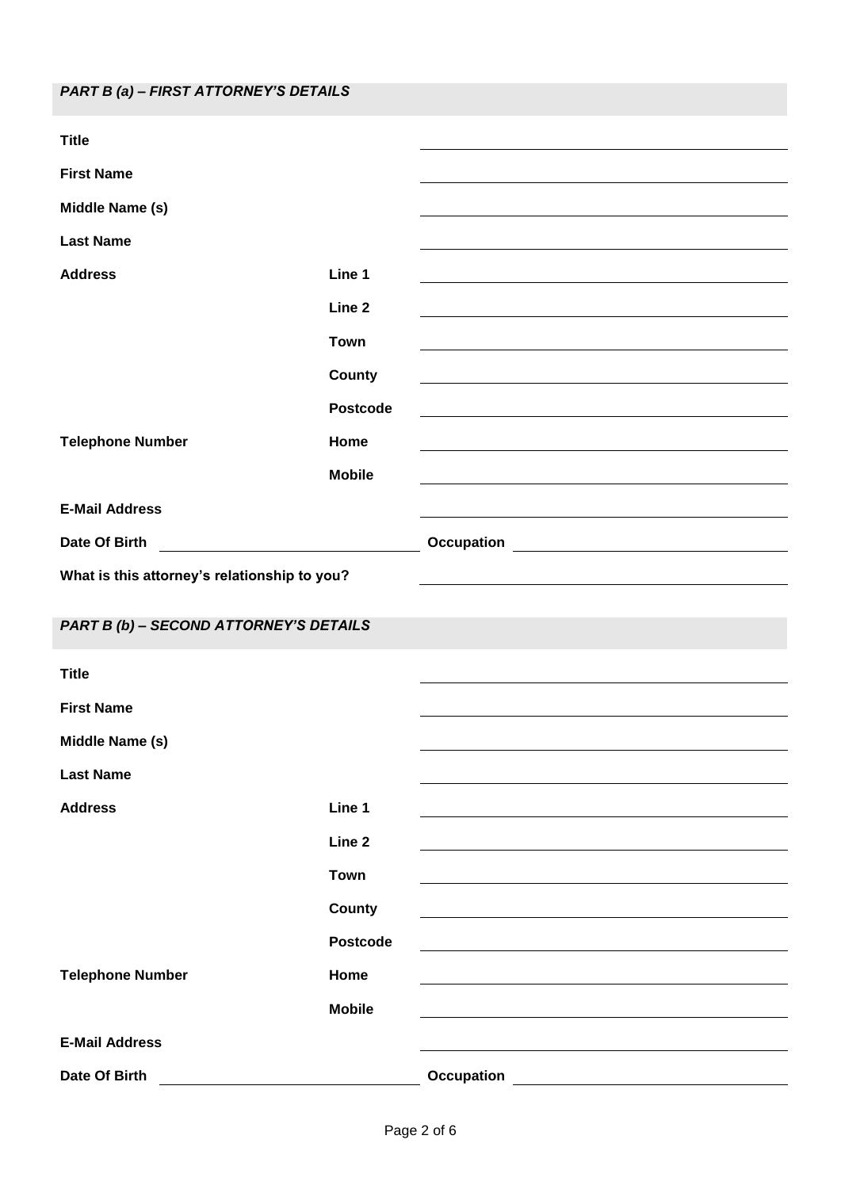### *PART B (a) – FIRST ATTORNEY'S DETAILS*

| | | |
|---|---|---|
| **Title** | | |
| **First Name** | | |
| **Middle Name (s)** | | |
| **Last Name** | | |
| **Address** | **Line 1** | |
| | **Line 2** | |
| | **Town** | |
| | **County** | |
| | **Postcode** | |
| **Telephone Number** | **Home** | |
| | **Mobile** | |
| **E-Mail Address** | | |
| **Date Of Birth** | | **Occupation** |
| **What is this attorney's relationship to you?** | | |

### *PART B (b) – SECOND ATTORNEY'S DETAILS*

| | | |
|---|---|---|
| **Title** | | |
| **First Name** | | |
| **Middle Name (s)** | | |
| **Last Name** | | |
| **Address** | **Line 1** | |
| | **Line 2** | |
| | **Town** | |
| | **County** | |
| | **Postcode** | |
| **Telephone Number** | **Home** | |
| | **Mobile** | |
| **E-Mail Address** | | |
| **Date Of Birth** | | **Occupation** |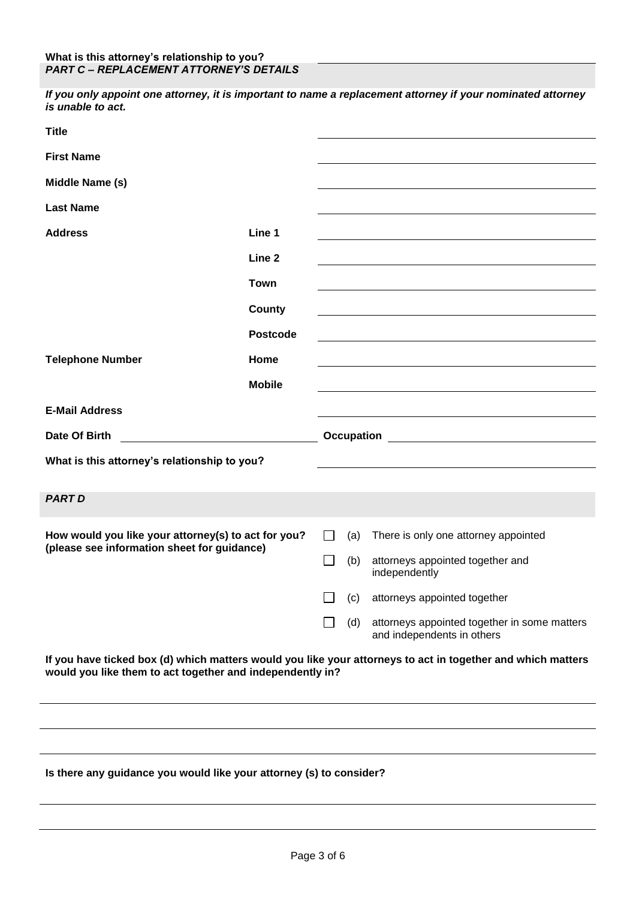**What is this attorney's relationship to you?** \_\_\_\_\_\_\_\_\_\_\_\_\_\_\_\_\_\_\_\_

## *PART C – REPLACEMENT ATTORNEY'S DETAILS*

***If you only appoint one attorney, it is important to name a replacement attorney if your nominated attorney is unable to act.***

| | | |
|---|---|---|
| **Title** | | |
| **First Name** | | |
| **Middle Name (s)** | | |
| **Last Name** | | |
| **Address** | **Line 1** | |
| | **Line 2** | |
| | **Town** | |
| | **County** | |
| | **Postcode** | |
| **Telephone Number** | **Home** | |
| | **Mobile** | |
| **E-Mail Address** | | |

**Date Of Birth** \_\_\_\_\_\_\_\_\_\_\_\_\_\_\_\_\_\_\_\_ **Occupation** \_\_\_\_\_\_\_\_\_\_\_\_\_\_\_\_\_\_\_\_

**What is this attorney's relationship to you?** \_\_\_\_\_\_\_\_\_\_\_\_\_\_\_\_\_\_\_\_

## *PART D*

**How would you like your attorney(s) to act for you? (please see information sheet for guidance)**

- ☐ (a) There is only one attorney appointed
- ☐ (b) attorneys appointed together and independently
- ☐ (c) attorneys appointed together
- ☐ (d) attorneys appointed together in some matters and independents in others

**If you have ticked box (d) which matters would you like your attorneys to act in together and which matters would you like them to act together and independently in?**

\_\_\_\_\_\_\_\_\_\_\_\_\_\_\_\_\_\_\_\_\_\_\_\_\_\_\_\_\_\_\_\_\_\_\_\_\_\_\_\_

\_\_\_\_\_\_\_\_\_\_\_\_\_\_\_\_\_\_\_\_\_\_\_\_\_\_\_\_\_\_\_\_\_\_\_\_\_\_\_\_

\_\_\_\_\_\_\_\_\_\_\_\_\_\_\_\_\_\_\_\_\_\_\_\_\_\_\_\_\_\_\_\_\_\_\_\_\_\_\_\_

**Is there any guidance you would like your attorney (s) to consider?**

\_\_\_\_\_\_\_\_\_\_\_\_\_\_\_\_\_\_\_\_\_\_\_\_\_\_\_\_\_\_\_\_\_\_\_\_\_\_\_\_

\_\_\_\_\_\_\_\_\_\_\_\_\_\_\_\_\_\_\_\_\_\_\_\_\_\_\_\_\_\_\_\_\_\_\_\_\_\_\_\_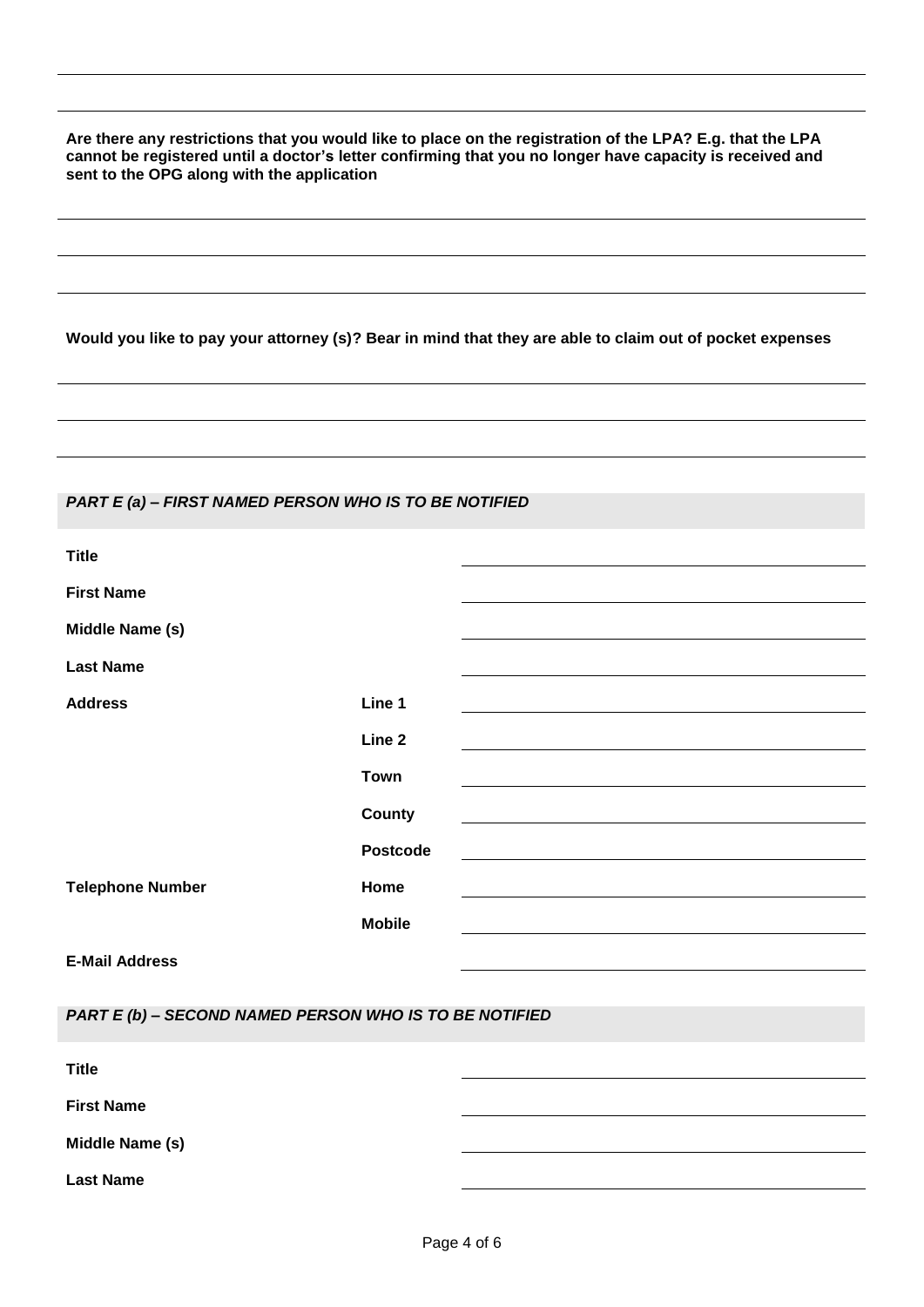**Are there any restrictions that you would like to place on the registration of the LPA? E.g. that the LPA cannot be registered until a doctor's letter confirming that you no longer have capacity is received and sent to the OPG along with the application**

**Would you like to pay your attorney (s)? Bear in mind that they are able to claim out of pocket expenses**

### *PART E (a) – FIRST NAMED PERSON WHO IS TO BE NOTIFIED*

| | | |
|---|---|---|
| **Title** | | |
| **First Name** | | |
| **Middle Name (s)** | | |
| **Last Name** | | |
| **Address** | **Line 1** | |
| | **Line 2** | |
| | **Town** | |
| | **County** | |
| | **Postcode** | |
| **Telephone Number** | **Home** | |
| | **Mobile** | |
| **E-Mail Address** | | |

### *PART E (b) – SECOND NAMED PERSON WHO IS TO BE NOTIFIED*

| | |
|---|---|
| **Title** | |
| **First Name** | |
| **Middle Name (s)** | |
| **Last Name** | |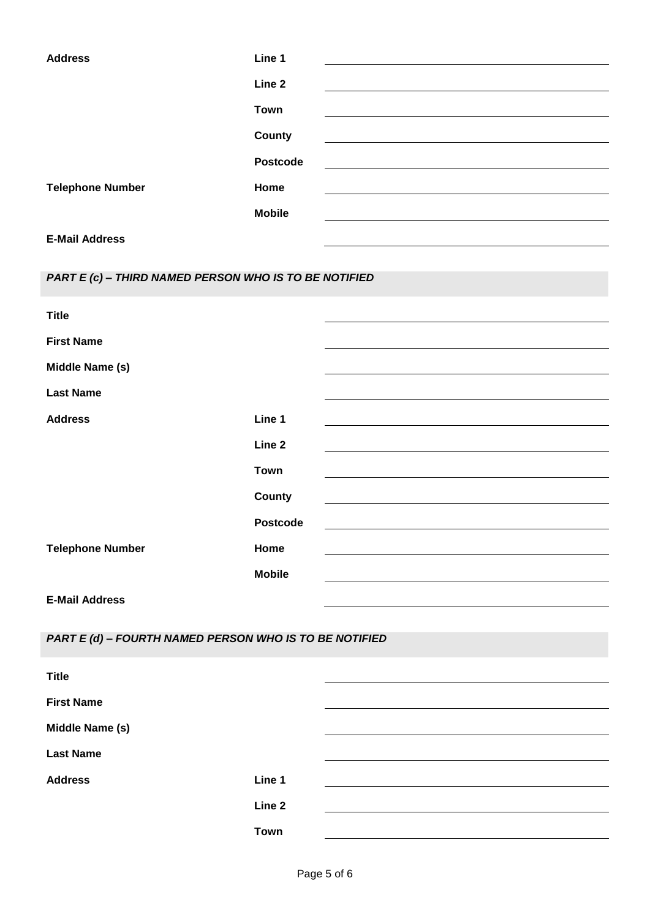| | | |
|---|---|---|
| **Address** | **Line 1** | |
| | **Line 2** | |
| | **Town** | |
| | **County** | |
| | **Postcode** | |
| **Telephone Number** | **Home** | |
| | **Mobile** | |
| **E-Mail Address** | | |

### *PART E (c) – THIRD NAMED PERSON WHO IS TO BE NOTIFIED*

| | | |
|---|---|---|
| **Title** | | |
| **First Name** | | |
| **Middle Name (s)** | | |
| **Last Name** | | |
| **Address** | **Line 1** | |
| | **Line 2** | |
| | **Town** | |
| | **County** | |
| | **Postcode** | |
| **Telephone Number** | **Home** | |
| | **Mobile** | |
| **E-Mail Address** | | |

### *PART E (d) – FOURTH NAMED PERSON WHO IS TO BE NOTIFIED*

| | | |
|---|---|---|
| **Title** | | |
| **First Name** | | |
| **Middle Name (s)** | | |
| **Last Name** | | |
| **Address** | **Line 1** | |
| | **Line 2** | |
| | **Town** | |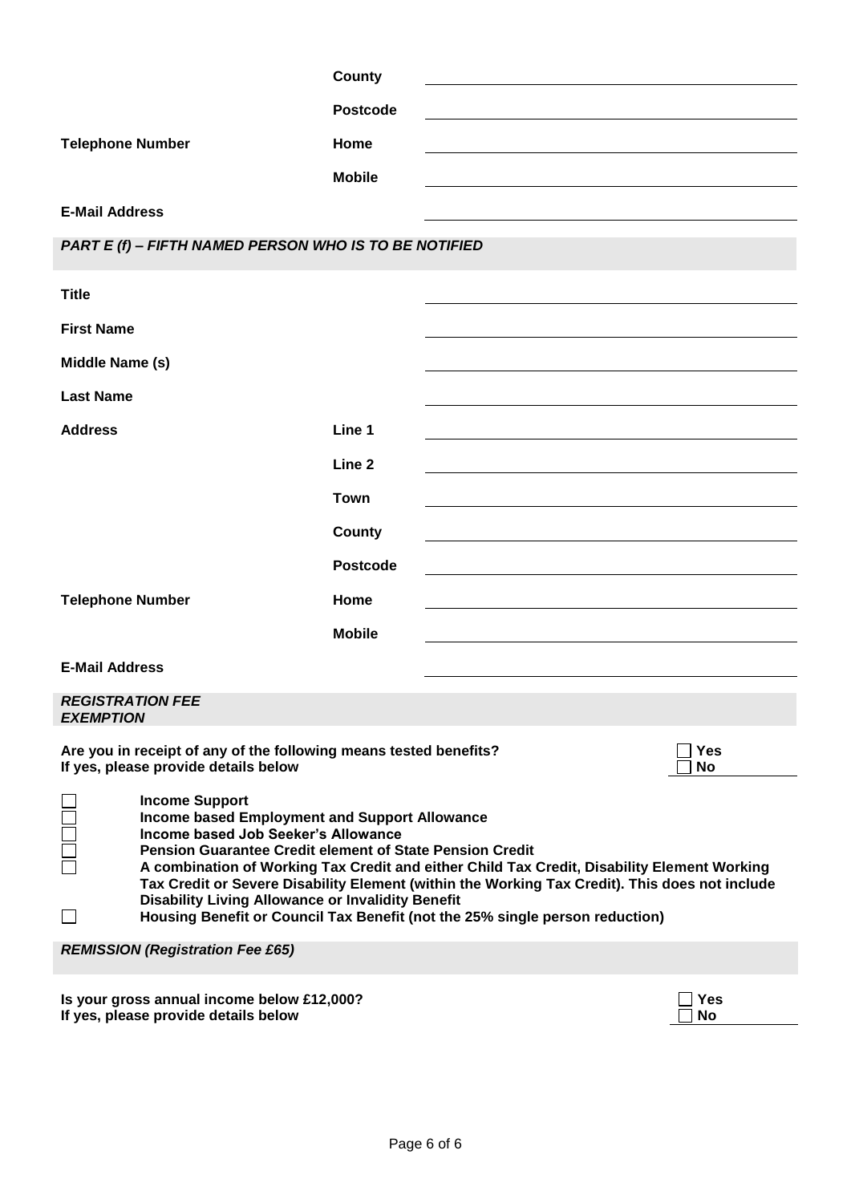| | | |
|---|---|---|
| | **County** | |
| | **Postcode** | |
| **Telephone Number** | **Home** | |
| | **Mobile** | |
| **E-Mail Address** | | |

### *PART E (f) – FIFTH NAMED PERSON WHO IS TO BE NOTIFIED*

| | | |
|---|---|---|
| **Title** | | |
| **First Name** | | |
| **Middle Name (s)** | | |
| **Last Name** | | |
| **Address** | **Line 1** | |
| | **Line 2** | |
| | **Town** | |
| | **County** | |
| | **Postcode** | |
| **Telephone Number** | **Home** | |
| | **Mobile** | |
| **E-Mail Address** | | |

### *REGISTRATION FEE EXEMPTION*

**Are you in receipt of any of the following means tested benefits?**
**If yes, please provide details below**

☐ **Yes**
☐ **No**

- ☐ **Income Support**
- ☐ **Income based Employment and Support Allowance**
- ☐ **Income based Job Seeker's Allowance**
- ☐ **Pension Guarantee Credit element of State Pension Credit**
- ☐ **A combination of Working Tax Credit and either Child Tax Credit, Disability Element Working Tax Credit or Severe Disability Element (within the Working Tax Credit). This does not include Disability Living Allowance or Invalidity Benefit**
- ☐ **Housing Benefit or Council Tax Benefit (not the 25% single person reduction)**

### *REMISSION (Registration Fee £65)*

**Is your gross annual income below £12,000?**
**If yes, please provide details below**

☐ **Yes**
☐ **No**